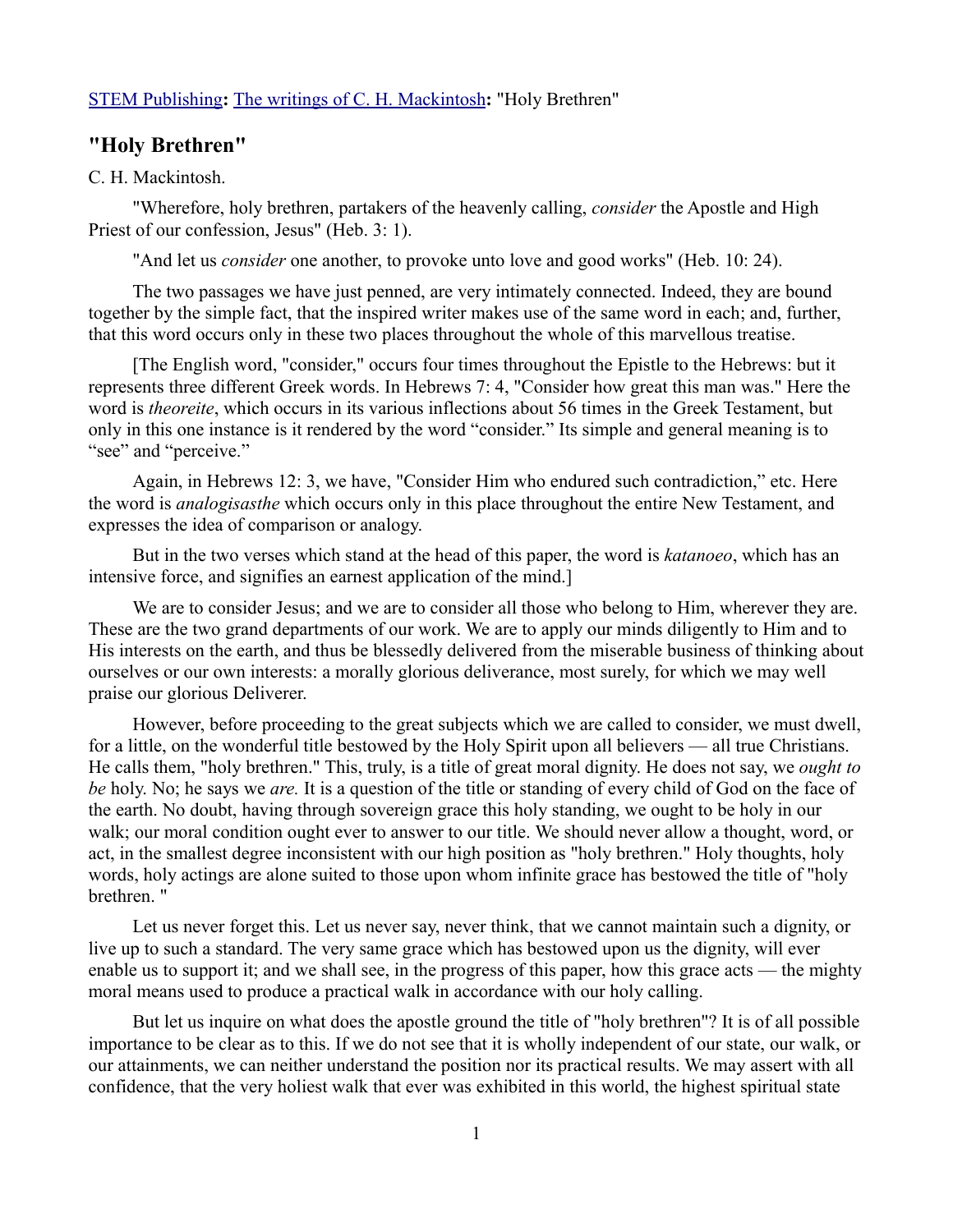STEM Publishing**:** The writings of C. H. Mackintosh**:** "Holy Brethren"

## "Holy Brethren"

C. H. Mackintosh.

"Wherefore, holy brethren, partakers of the heavenly calling, *consider* the Apostle and High Priest of our confession, Jesus" (Heb. 3: 1).

"And let us *consider* one another, to provoke unto love and good works" (Heb. 10: 24).

The two passages we have just penned, are very intimately connected. Indeed, they are bound together by the simple fact, that the inspired writer makes use of the same word in each; and, further, that this word occurs only in these two places throughout the whole of this marvellous treatise.

[The English word, "consider," occurs four times throughout the Epistle to the Hebrews: but it represents three different Greek words. In Hebrews 7: 4, "Consider how great this man was." Here the word is *theoreite*, which occurs in its various inflections about 56 times in the Greek Testament, but only in this one instance is it rendered by the word "consider." Its simple and general meaning is to "see" and "perceive."

Again, in Hebrews 12: 3, we have, "Consider Him who endured such contradiction," etc. Here the word is *analogisasthe* which occurs only in this place throughout the entire New Testament, and expresses the idea of comparison or analogy.

But in the two verses which stand at the head of this paper, the word is *katanoeo*, which has an intensive force, and signifies an earnest application of the mind.]

We are to consider Jesus; and we are to consider all those who belong to Him, wherever they are. These are the two grand departments of our work. We are to apply our minds diligently to Him and to His interests on the earth, and thus be blessedly delivered from the miserable business of thinking about ourselves or our own interests: a morally glorious deliverance, most surely, for which we may well praise our glorious Deliverer.

However, before proceeding to the great subjects which we are called to consider, we must dwell, for a little, on the wonderful title bestowed by the Holy Spirit upon all believers — all true Christians. He calls them, "holy brethren." This, truly, is a title of great moral dignity. He does not say, we *ought to be* holy. No; he says we *are.* It is a question of the title or standing of every child of God on the face of the earth. No doubt, having through sovereign grace this holy standing, we ought to be holy in our walk; our moral condition ought ever to answer to our title. We should never allow a thought, word, or act, in the smallest degree inconsistent with our high position as "holy brethren." Holy thoughts, holy words, holy actings are alone suited to those upon whom infinite grace has bestowed the title of "holy brethren."

Let us never forget this. Let us never say, never think, that we cannot maintain such a dignity, or live up to such a standard. The very same grace which has bestowed upon us the dignity, will ever enable us to support it; and we shall see, in the progress of this paper, how this grace acts — the mighty moral means used to produce a practical walk in accordance with our holy calling.

But let us inquire on what does the apostle ground the title of "holy brethren"? It is of all possible importance to be clear as to this. If we do not see that it is wholly independent of our state, our walk, or our attainments, we can neither understand the position nor its practical results. We may assert with all confidence, that the very holiest walk that ever was exhibited in this world, the highest spiritual state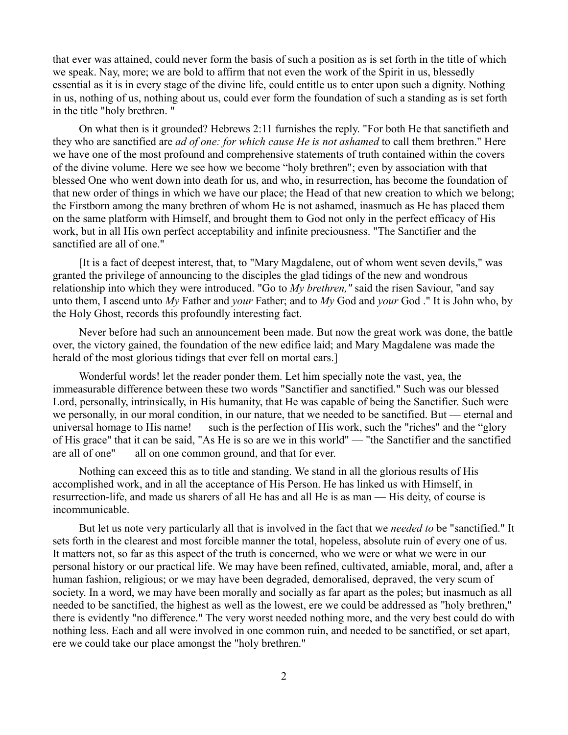that ever was attained, could never form the basis of such a position as is set forth in the title of which we speak. Nay, more; we are bold to affirm that not even the work of the Spirit in us, blessedly essential as it is in every stage of the divine life, could entitle us to enter upon such a dignity. Nothing in us, nothing of us, nothing about us, could ever form the foundation of such a standing as is set forth in the title "holy brethren. "

On what then is it grounded? Hebrews 2:11 furnishes the reply. "For both He that sanctifieth and they who are sanctified are *ad of one: for which cause He is not ashamed* to call them brethren." Here we have one of the most profound and comprehensive statements of truth contained within the covers of the divine volume. Here we see how we become "holy brethren"; even by association with that blessed One who went down into death for us, and who, in resurrection, has become the foundation of that new order of things in which we have our place; the Head of that new creation to which we belong; the Firstborn among the many brethren of whom He is not ashamed, inasmuch as He has placed them on the same platform with Himself, and brought them to God not only in the perfect efficacy of His work, but in all His own perfect acceptability and infinite preciousness. "The Sanctifier and the sanctified are all of one."

[It is a fact of deepest interest, that, to "Mary Magdalene, out of whom went seven devils," was granted the privilege of announcing to the disciples the glad tidings of the new and wondrous relationship into which they were introduced. "Go to *My brethren,"* said the risen Saviour, "and say unto them, I ascend unto *My* Father and *your* Father; and to *My* God and *your* God ." It is John who, by the Holy Ghost, records this profoundly interesting fact.

Never before had such an announcement been made. But now the great work was done, the battle over, the victory gained, the foundation of the new edifice laid; and Mary Magdalene was made the herald of the most glorious tidings that ever fell on mortal ears.]

Wonderful words! let the reader ponder them. Let him specially note the vast, yea, the immeasurable difference between these two words "Sanctifier and sanctified." Such was our blessed Lord, personally, intrinsically, in His humanity, that He was capable of being the Sanctifier. Such were we personally, in our moral condition, in our nature, that we needed to be sanctified. But — eternal and universal homage to His name! — such is the perfection of His work, such the "riches" and the "glory of His grace" that it can be said, "As He is so are we in this world" — "the Sanctifier and the sanctified are all of one" — all on one common ground, and that for ever.

Nothing can exceed this as to title and standing. We stand in all the glorious results of His accomplished work, and in all the acceptance of His Person. He has linked us with Himself, in resurrection-life, and made us sharers of all He has and all He is as man — His deity, of course is incommunicable.

But let us note very particularly all that is involved in the fact that we *needed to* be "sanctified." It sets forth in the clearest and most forcible manner the total, hopeless, absolute ruin of every one of us. It matters not, so far as this aspect of the truth is concerned, who we were or what we were in our personal history or our practical life. We may have been refined, cultivated, amiable, moral, and, after a human fashion, religious; or we may have been degraded, demoralised, depraved, the very scum of society. In a word, we may have been morally and socially as far apart as the poles; but inasmuch as all needed to be sanctified, the highest as well as the lowest, ere we could be addressed as "holy brethren," there is evidently "no difference." The very worst needed nothing more, and the very best could do with nothing less. Each and all were involved in one common ruin, and needed to be sanctified, or set apart, ere we could take our place amongst the "holy brethren."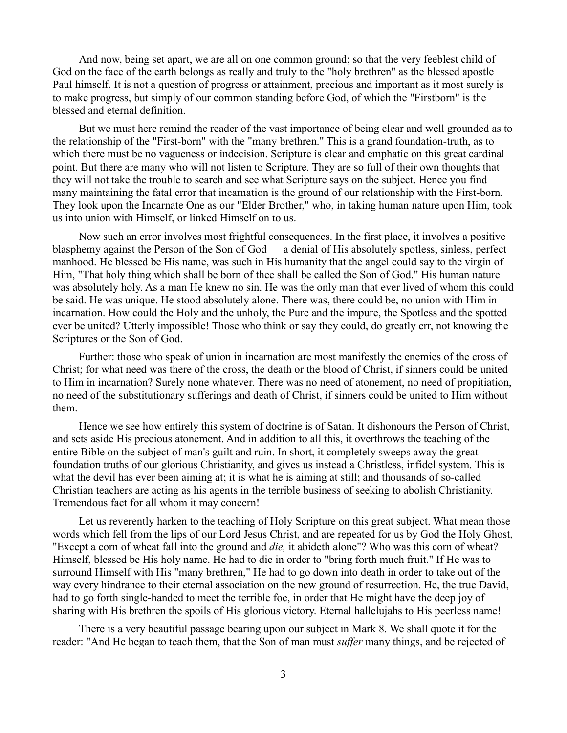And now, being set apart, we are all on one common ground; so that the very feeblest child of God on the face of the earth belongs as really and truly to the "holy brethren" as the blessed apostle Paul himself. It is not a question of progress or attainment, precious and important as it most surely is to make progress, but simply of our common standing before God, of which the "Firstborn" is the blessed and eternal definition.

But we must here remind the reader of the vast importance of being clear and well grounded as to the relationship of the "First-born" with the "many brethren." This is a grand foundation-truth, as to which there must be no vagueness or indecision. Scripture is clear and emphatic on this great cardinal point. But there are many who will not listen to Scripture. They are so full of their own thoughts that they will not take the trouble to search and see what Scripture says on the subject. Hence you find many maintaining the fatal error that incarnation is the ground of our relationship with the First-born. They look upon the Incarnate One as our "Elder Brother," who, in taking human nature upon Him, took us into union with Himself, or linked Himself on to us.

Now such an error involves most frightful consequences. In the first place, it involves a positive blasphemy against the Person of the Son of God — a denial of His absolutely spotless, sinless, perfect manhood. He blessed be His name, was such in His humanity that the angel could say to the virgin of Him, "That holy thing which shall be born of thee shall be called the Son of God." His human nature was absolutely holy. As a man He knew no sin. He was the only man that ever lived of whom this could be said. He was unique. He stood absolutely alone. There was, there could be, no union with Him in incarnation. How could the Holy and the unholy, the Pure and the impure, the Spotless and the spotted ever be united? Utterly impossible! Those who think or say they could, do greatly err, not knowing the Scriptures or the Son of God.

Further: those who speak of union in incarnation are most manifestly the enemies of the cross of Christ; for what need was there of the cross, the death or the blood of Christ, if sinners could be united to Him in incarnation? Surely none whatever. There was no need of atonement, no need of propitiation, no need of the substitutionary sufferings and death of Christ, if sinners could be united to Him without them.

Hence we see how entirely this system of doctrine is of Satan. It dishonours the Person of Christ, and sets aside His precious atonement. And in addition to all this, it overthrows the teaching of the entire Bible on the subject of man's guilt and ruin. In short, it completely sweeps away the great foundation truths of our glorious Christianity, and gives us instead a Christless, infidel system. This is what the devil has ever been aiming at; it is what he is aiming at still; and thousands of so-called Christian teachers are acting as his agents in the terrible business of seeking to abolish Christianity. Tremendous fact for all whom it may concern!

Let us reverently harken to the teaching of Holy Scripture on this great subject. What mean those words which fell from the lips of our Lord Jesus Christ, and are repeated for us by God the Holy Ghost, "Except a corn of wheat fall into the ground and *die,* it abideth alone"? Who was this corn of wheat? Himself, blessed be His holy name. He had to die in order to "bring forth much fruit." If He was to surround Himself with His "many brethren," He had to go down into death in order to take out of the way every hindrance to their eternal association on the new ground of resurrection. He, the true David, had to go forth single-handed to meet the terrible foe, in order that He might have the deep joy of sharing with His brethren the spoils of His glorious victory. Eternal hallelujahs to His peerless name!

There is a very beautiful passage bearing upon our subject in Mark 8. We shall quote it for the reader: "And He began to teach them, that the Son of man must *suffer* many things, and be rejected of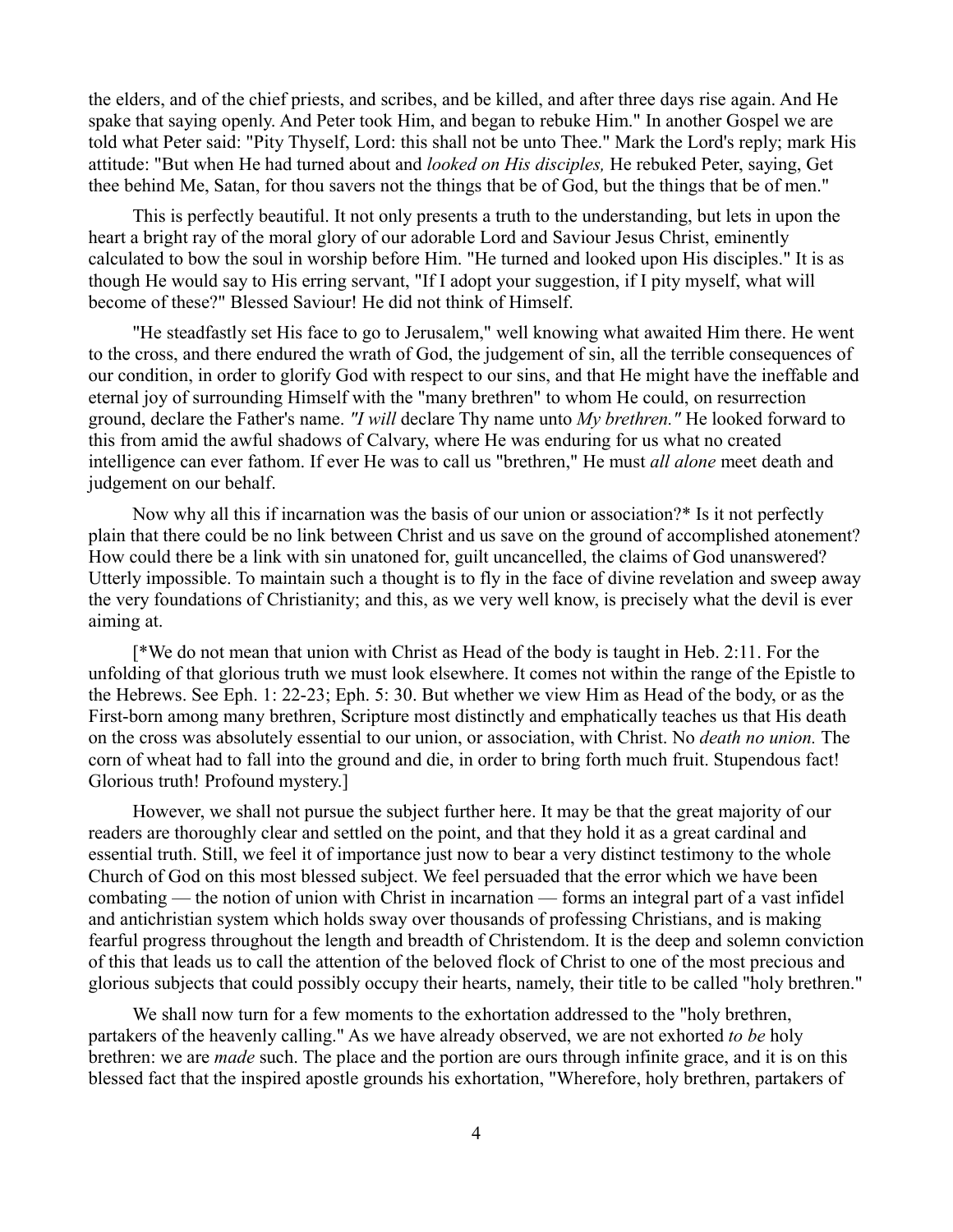the elders, and of the chief priests, and scribes, and be killed, and after three days rise again. And He spake that saying openly. And Peter took Him, and began to rebuke Him." In another Gospel we are told what Peter said: "Pity Thyself, Lord: this shall not be unto Thee." Mark the Lord's reply; mark His attitude: "But when He had turned about and *looked on His disciples,* He rebuked Peter, saying, Get thee behind Me, Satan, for thou savers not the things that be of God, but the things that be of men."

This is perfectly beautiful. It not only presents a truth to the understanding, but lets in upon the heart a bright ray of the moral glory of our adorable Lord and Saviour Jesus Christ, eminently calculated to bow the soul in worship before Him. "He turned and looked upon His disciples." It is as though He would say to His erring servant, "If I adopt your suggestion, if I pity myself, what will become of these?" Blessed Saviour! He did not think of Himself.

"He steadfastly set His face to go to Jerusalem," well knowing what awaited Him there. He went to the cross, and there endured the wrath of God, the judgement of sin, all the terrible consequences of our condition, in order to glorify God with respect to our sins, and that He might have the ineffable and eternal joy of surrounding Himself with the "many brethren" to whom He could, on resurrection ground, declare the Father's name. *"I will* declare Thy name unto *My brethren."* He looked forward to this from amid the awful shadows of Calvary, where He was enduring for us what no created intelligence can ever fathom. If ever He was to call us "brethren," He must *all alone* meet death and judgement on our behalf.

Now why all this if incarnation was the basis of our union or association?* Is it not perfectly plain that there could be no link between Christ and us save on the ground of accomplished atonement? How could there be a link with sin unatoned for, guilt uncancelled, the claims of God unanswered? Utterly impossible. To maintain such a thought is to fly in the face of divine revelation and sweep away the very foundations of Christianity; and this, as we very well know, is precisely what the devil is ever aiming at.

[*We do not mean that union with Christ as Head of the body is taught in Heb. 2:11. For the unfolding of that glorious truth we must look elsewhere. It comes not within the range of the Epistle to the Hebrews. See Eph. 1: 22-23; Eph. 5: 30. But whether we view Him as Head of the body, or as the First-born among many brethren, Scripture most distinctly and emphatically teaches us that His death on the cross was absolutely essential to our union, or association, with Christ. No *death no union.* The corn of wheat had to fall into the ground and die, in order to bring forth much fruit. Stupendous fact! Glorious truth! Profound mystery.]

However, we shall not pursue the subject further here. It may be that the great majority of our readers are thoroughly clear and settled on the point, and that they hold it as a great cardinal and essential truth. Still, we feel it of importance just now to bear a very distinct testimony to the whole Church of God on this most blessed subject. We feel persuaded that the error which we have been combating — the notion of union with Christ in incarnation — forms an integral part of a vast infidel and antichristian system which holds sway over thousands of professing Christians, and is making fearful progress throughout the length and breadth of Christendom. It is the deep and solemn conviction of this that leads us to call the attention of the beloved flock of Christ to one of the most precious and glorious subjects that could possibly occupy their hearts, namely, their title to be called "holy brethren."

We shall now turn for a few moments to the exhortation addressed to the "holy brethren, partakers of the heavenly calling." As we have already observed, we are not exhorted *to be* holy brethren: we are *made* such. The place and the portion are ours through infinite grace, and it is on this blessed fact that the inspired apostle grounds his exhortation, "Wherefore, holy brethren, partakers of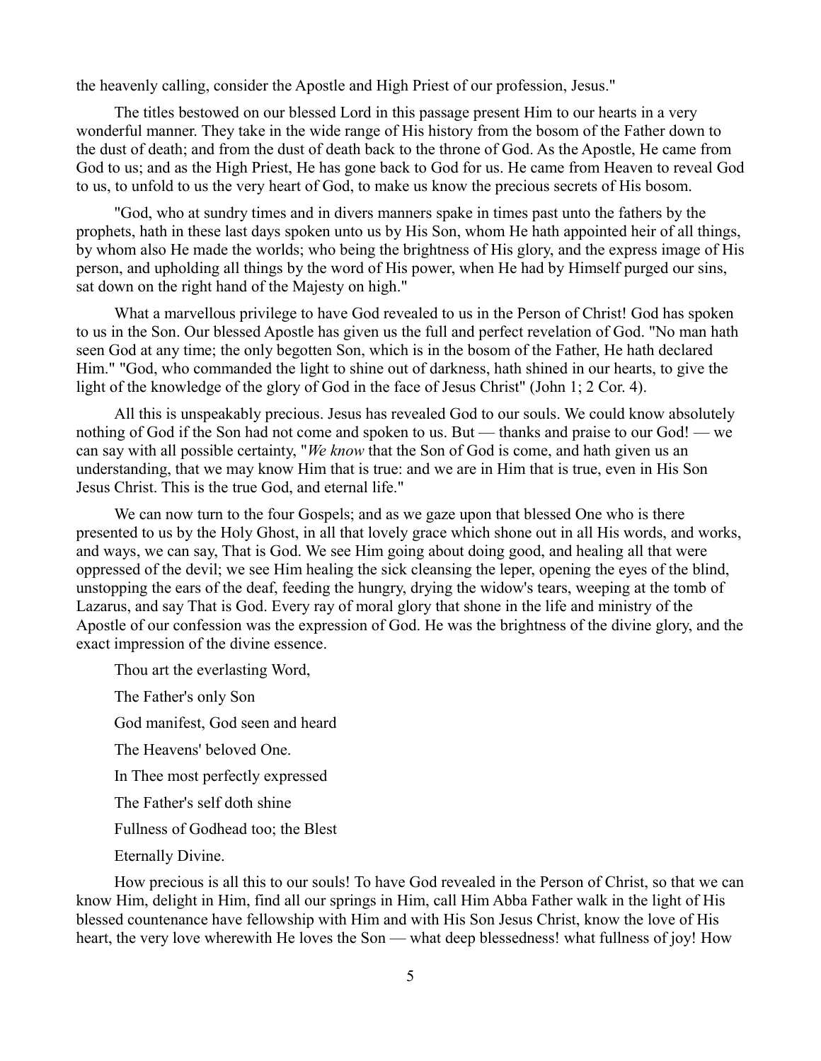the heavenly calling, consider the Apostle and High Priest of our profession, Jesus."

The titles bestowed on our blessed Lord in this passage present Him to our hearts in a very wonderful manner. They take in the wide range of His history from the bosom of the Father down to the dust of death; and from the dust of death back to the throne of God. As the Apostle, He came from God to us; and as the High Priest, He has gone back to God for us. He came from Heaven to reveal God to us, to unfold to us the very heart of God, to make us know the precious secrets of His bosom.

"God, who at sundry times and in divers manners spake in times past unto the fathers by the prophets, hath in these last days spoken unto us by His Son, whom He hath appointed heir of all things, by whom also He made the worlds; who being the brightness of His glory, and the express image of His person, and upholding all things by the word of His power, when He had by Himself purged our sins, sat down on the right hand of the Majesty on high."

What a marvellous privilege to have God revealed to us in the Person of Christ! God has spoken to us in the Son. Our blessed Apostle has given us the full and perfect revelation of God. "No man hath seen God at any time; the only begotten Son, which is in the bosom of the Father, He hath declared Him." "God, who commanded the light to shine out of darkness, hath shined in our hearts, to give the light of the knowledge of the glory of God in the face of Jesus Christ" (John 1; 2 Cor. 4).

All this is unspeakably precious. Jesus has revealed God to our souls. We could know absolutely nothing of God if the Son had not come and spoken to us. But — thanks and praise to our God! — we can say with all possible certainty, "*We know* that the Son of God is come, and hath given us an understanding, that we may know Him that is true: and we are in Him that is true, even in His Son Jesus Christ. This is the true God, and eternal life."

We can now turn to the four Gospels; and as we gaze upon that blessed One who is there presented to us by the Holy Ghost, in all that lovely grace which shone out in all His words, and works, and ways, we can say, That is God. We see Him going about doing good, and healing all that were oppressed of the devil; we see Him healing the sick cleansing the leper, opening the eyes of the blind, unstopping the ears of the deaf, feeding the hungry, drying the widow's tears, weeping at the tomb of Lazarus, and say That is God. Every ray of moral glory that shone in the life and ministry of the Apostle of our confession was the expression of God. He was the brightness of the divine glory, and the exact impression of the divine essence.

Thou art the everlasting Word,

The Father's only Son

God manifest, God seen and heard

The Heavens' beloved One.

In Thee most perfectly expressed

The Father's self doth shine

Fullness of Godhead too; the Blest

Eternally Divine.

How precious is all this to our souls! To have God revealed in the Person of Christ, so that we can know Him, delight in Him, find all our springs in Him, call Him Abba Father walk in the light of His blessed countenance have fellowship with Him and with His Son Jesus Christ, know the love of His heart, the very love wherewith He loves the Son — what deep blessedness! what fullness of joy! How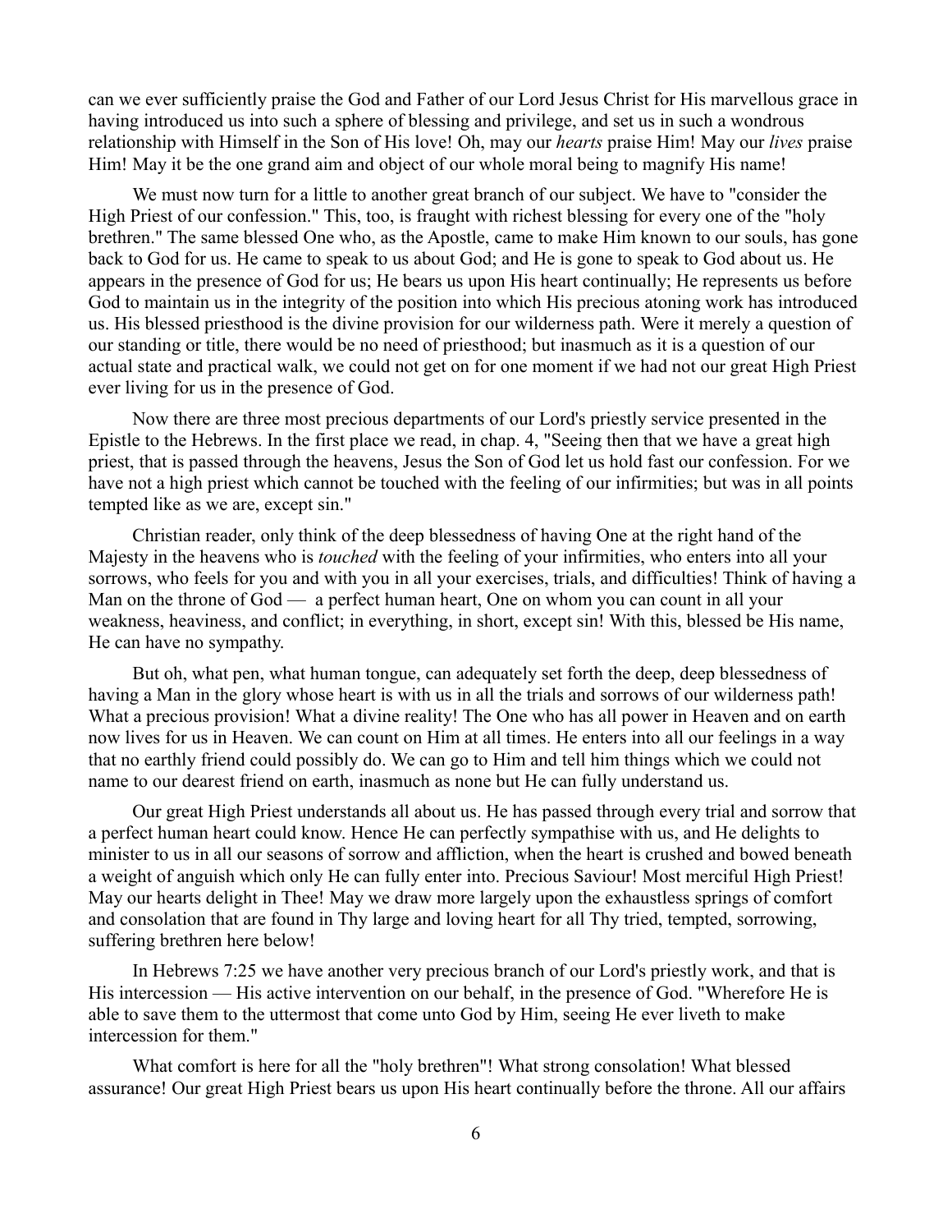can we ever sufficiently praise the God and Father of our Lord Jesus Christ for His marvellous grace in having introduced us into such a sphere of blessing and privilege, and set us in such a wondrous relationship with Himself in the Son of His love! Oh, may our *hearts* praise Him! May our *lives* praise Him! May it be the one grand aim and object of our whole moral being to magnify His name!

We must now turn for a little to another great branch of our subject. We have to "consider the High Priest of our confession." This, too, is fraught with richest blessing for every one of the "holy brethren." The same blessed One who, as the Apostle, came to make Him known to our souls, has gone back to God for us. He came to speak to us about God; and He is gone to speak to God about us. He appears in the presence of God for us; He bears us upon His heart continually; He represents us before God to maintain us in the integrity of the position into which His precious atoning work has introduced us. His blessed priesthood is the divine provision for our wilderness path. Were it merely a question of our standing or title, there would be no need of priesthood; but inasmuch as it is a question of our actual state and practical walk, we could not get on for one moment if we had not our great High Priest ever living for us in the presence of God.

Now there are three most precious departments of our Lord's priestly service presented in the Epistle to the Hebrews. In the first place we read, in chap. 4, "Seeing then that we have a great high priest, that is passed through the heavens, Jesus the Son of God let us hold fast our confession. For we have not a high priest which cannot be touched with the feeling of our infirmities; but was in all points tempted like as we are, except sin."

Christian reader, only think of the deep blessedness of having One at the right hand of the Majesty in the heavens who is *touched* with the feeling of your infirmities, who enters into all your sorrows, who feels for you and with you in all your exercises, trials, and difficulties! Think of having a Man on the throne of God — a perfect human heart, One on whom you can count in all your weakness, heaviness, and conflict; in everything, in short, except sin! With this, blessed be His name, He can have no sympathy.

But oh, what pen, what human tongue, can adequately set forth the deep, deep blessedness of having a Man in the glory whose heart is with us in all the trials and sorrows of our wilderness path! What a precious provision! What a divine reality! The One who has all power in Heaven and on earth now lives for us in Heaven. We can count on Him at all times. He enters into all our feelings in a way that no earthly friend could possibly do. We can go to Him and tell him things which we could not name to our dearest friend on earth, inasmuch as none but He can fully understand us.

Our great High Priest understands all about us. He has passed through every trial and sorrow that a perfect human heart could know. Hence He can perfectly sympathise with us, and He delights to minister to us in all our seasons of sorrow and affliction, when the heart is crushed and bowed beneath a weight of anguish which only He can fully enter into. Precious Saviour! Most merciful High Priest! May our hearts delight in Thee! May we draw more largely upon the exhaustless springs of comfort and consolation that are found in Thy large and loving heart for all Thy tried, tempted, sorrowing, suffering brethren here below!

In Hebrews 7:25 we have another very precious branch of our Lord's priestly work, and that is His intercession — His active intervention on our behalf, in the presence of God. "Wherefore He is able to save them to the uttermost that come unto God by Him, seeing He ever liveth to make intercession for them."

What comfort is here for all the "holy brethren"! What strong consolation! What blessed assurance! Our great High Priest bears us upon His heart continually before the throne. All our affairs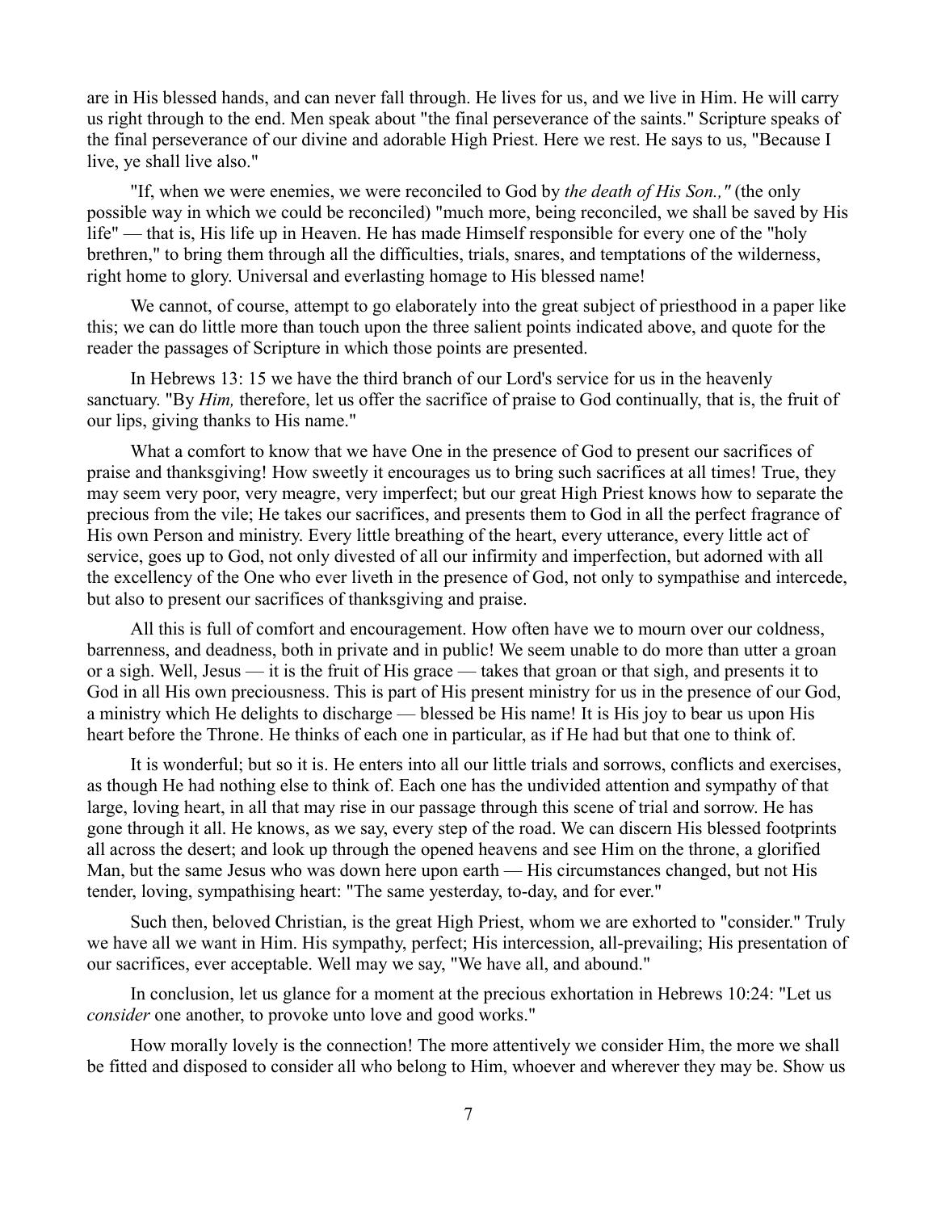are in His blessed hands, and can never fall through. He lives for us, and we live in Him. He will carry us right through to the end. Men speak about "the final perseverance of the saints." Scripture speaks of the final perseverance of our divine and adorable High Priest. Here we rest. He says to us, "Because I live, ye shall live also."

"If, when we were enemies, we were reconciled to God by *the death of His Son.,"* (the only possible way in which we could be reconciled) "much more, being reconciled, we shall be saved by His life" — that is, His life up in Heaven. He has made Himself responsible for every one of the "holy brethren," to bring them through all the difficulties, trials, snares, and temptations of the wilderness, right home to glory. Universal and everlasting homage to His blessed name!

We cannot, of course, attempt to go elaborately into the great subject of priesthood in a paper like this; we can do little more than touch upon the three salient points indicated above, and quote for the reader the passages of Scripture in which those points are presented.

In Hebrews 13: 15 we have the third branch of our Lord's service for us in the heavenly sanctuary. "By *Him,* therefore, let us offer the sacrifice of praise to God continually, that is, the fruit of our lips, giving thanks to His name."

What a comfort to know that we have One in the presence of God to present our sacrifices of praise and thanksgiving! How sweetly it encourages us to bring such sacrifices at all times! True, they may seem very poor, very meagre, very imperfect; but our great High Priest knows how to separate the precious from the vile; He takes our sacrifices, and presents them to God in all the perfect fragrance of His own Person and ministry. Every little breathing of the heart, every utterance, every little act of service, goes up to God, not only divested of all our infirmity and imperfection, but adorned with all the excellency of the One who ever liveth in the presence of God, not only to sympathise and intercede, but also to present our sacrifices of thanksgiving and praise.

All this is full of comfort and encouragement. How often have we to mourn over our coldness, barrenness, and deadness, both in private and in public! We seem unable to do more than utter a groan or a sigh. Well, Jesus — it is the fruit of His grace — takes that groan or that sigh, and presents it to God in all His own preciousness. This is part of His present ministry for us in the presence of our God, a ministry which He delights to discharge — blessed be His name! It is His joy to bear us upon His heart before the Throne. He thinks of each one in particular, as if He had but that one to think of.

It is wonderful; but so it is. He enters into all our little trials and sorrows, conflicts and exercises, as though He had nothing else to think of. Each one has the undivided attention and sympathy of that large, loving heart, in all that may rise in our passage through this scene of trial and sorrow. He has gone through it all. He knows, as we say, every step of the road. We can discern His blessed footprints all across the desert; and look up through the opened heavens and see Him on the throne, a glorified Man, but the same Jesus who was down here upon earth — His circumstances changed, but not His tender, loving, sympathising heart: "The same yesterday, to-day, and for ever."

Such then, beloved Christian, is the great High Priest, whom we are exhorted to "consider." Truly we have all we want in Him. His sympathy, perfect; His intercession, all-prevailing; His presentation of our sacrifices, ever acceptable. Well may we say, "We have all, and abound."

In conclusion, let us glance for a moment at the precious exhortation in Hebrews 10:24: "Let us *consider* one another, to provoke unto love and good works."

How morally lovely is the connection! The more attentively we consider Him, the more we shall be fitted and disposed to consider all who belong to Him, whoever and wherever they may be. Show us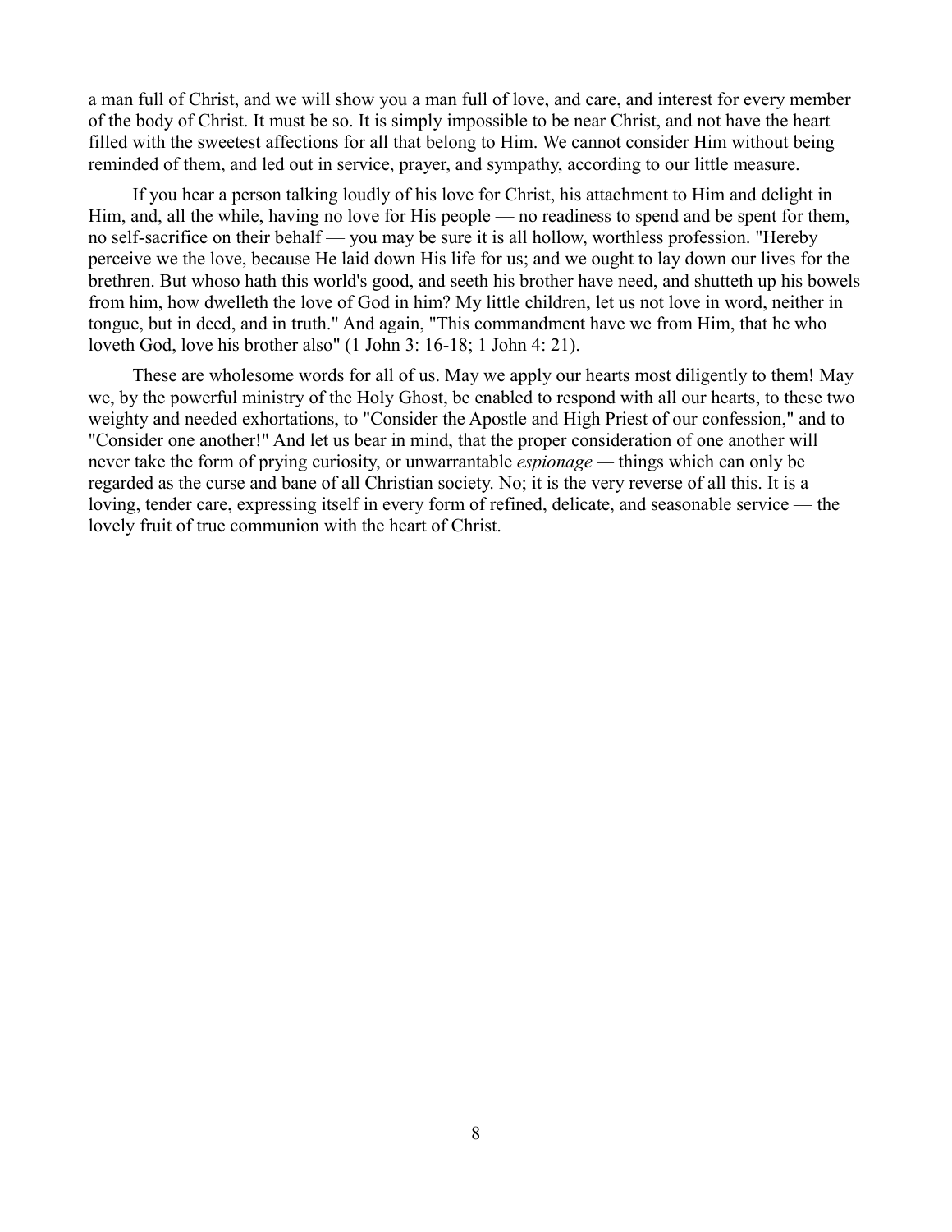a man full of Christ, and we will show you a man full of love, and care, and interest for every member of the body of Christ. It must be so. It is simply impossible to be near Christ, and not have the heart filled with the sweetest affections for all that belong to Him. We cannot consider Him without being reminded of them, and led out in service, prayer, and sympathy, according to our little measure.

If you hear a person talking loudly of his love for Christ, his attachment to Him and delight in Him, and, all the while, having no love for His people — no readiness to spend and be spent for them, no self-sacrifice on their behalf — you may be sure it is all hollow, worthless profession. "Hereby perceive we the love, because He laid down His life for us; and we ought to lay down our lives for the brethren. But whoso hath this world's good, and seeth his brother have need, and shutteth up his bowels from him, how dwelleth the love of God in him? My little children, let us not love in word, neither in tongue, but in deed, and in truth." And again, "This commandment have we from Him, that he who loveth God, love his brother also" (1 John 3: 16-18; 1 John 4: 21).

These are wholesome words for all of us. May we apply our hearts most diligently to them! May we, by the powerful ministry of the Holy Ghost, be enabled to respond with all our hearts, to these two weighty and needed exhortations, to "Consider the Apostle and High Priest of our confession," and to "Consider one another!" And let us bear in mind, that the proper consideration of one another will never take the form of prying curiosity, or unwarrantable *espionage* — things which can only be regarded as the curse and bane of all Christian society. No; it is the very reverse of all this. It is a loving, tender care, expressing itself in every form of refined, delicate, and seasonable service — the lovely fruit of true communion with the heart of Christ.